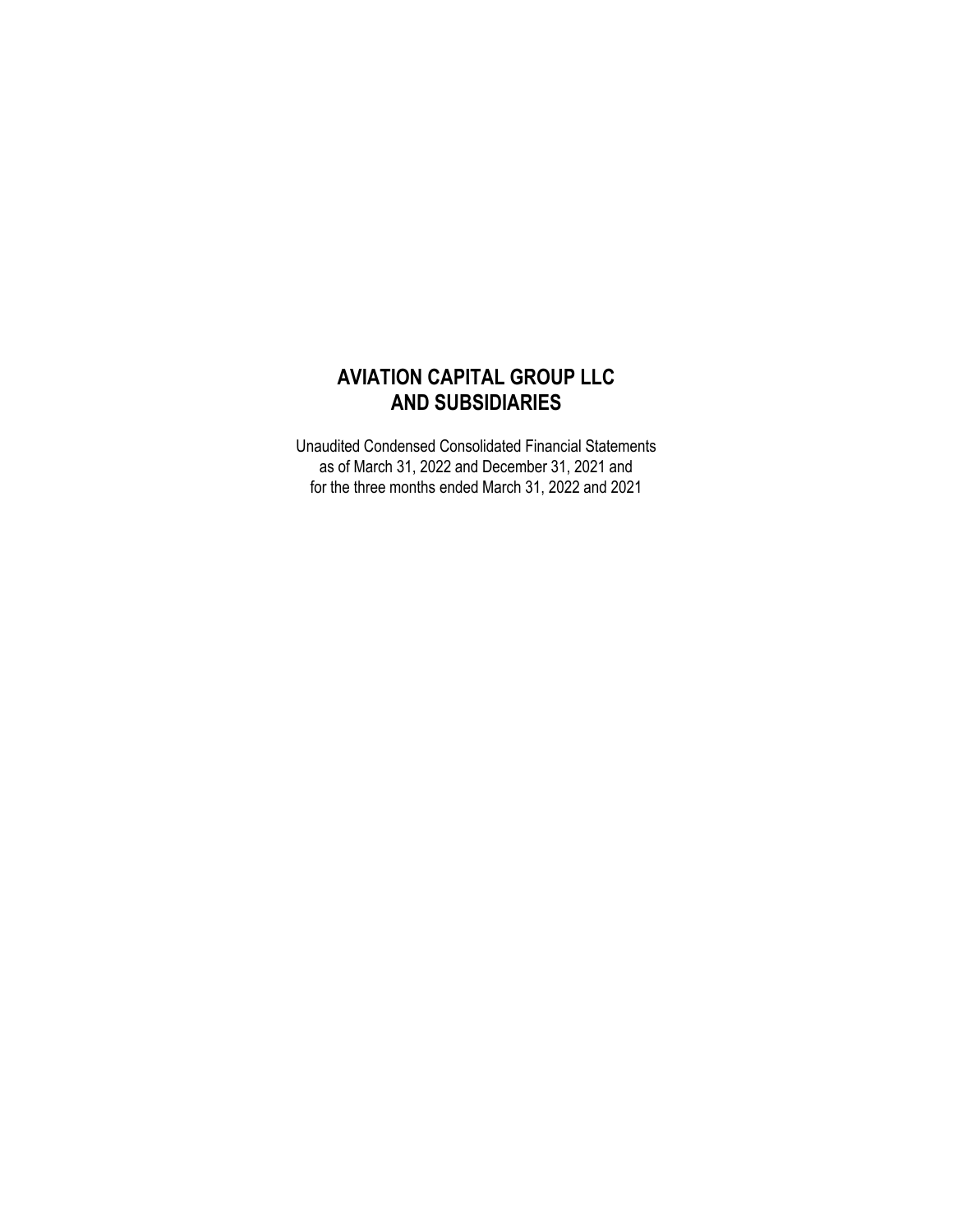# AVIATION CAPITAL GROUP LLC
# AND SUBSIDIARIES

Unaudited Condensed Consolidated Financial Statements
as of March 31, 2022 and December 31, 2021 and
for the three months ended March 31, 2022 and 2021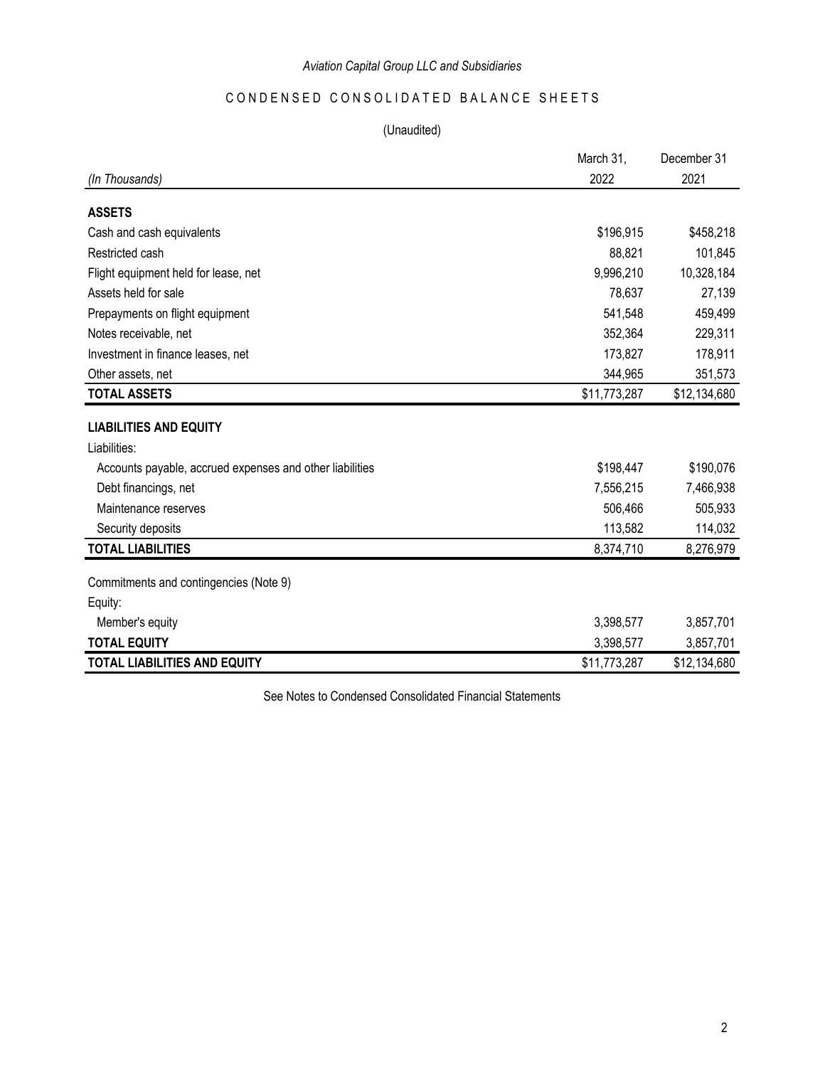*Aviation Capital Group LLC and Subsidiaries*

# CONDENSED CONSOLIDATED BALANCE SHEETS

(Unaudited)

| *(In Thousands)* | March 31, 2022 | December 31 2021 |
|---|---|---|
| **ASSETS** | | |
| Cash and cash equivalents | $196,915 | $458,218 |
| Restricted cash | 88,821 | 101,845 |
| Flight equipment held for lease, net | 9,996,210 | 10,328,184 |
| Assets held for sale | 78,637 | 27,139 |
| Prepayments on flight equipment | 541,548 | 459,499 |
| Notes receivable, net | 352,364 | 229,311 |
| Investment in finance leases, net | 173,827 | 178,911 |
| Other assets, net | 344,965 | 351,573 |
| **TOTAL ASSETS** | $11,773,287 | $12,134,680 |
| **LIABILITIES AND EQUITY** | | |
| Liabilities: | | |
| Accounts payable, accrued expenses and other liabilities | $198,447 | $190,076 |
| Debt financings, net | 7,556,215 | 7,466,938 |
| Maintenance reserves | 506,466 | 505,933 |
| Security deposits | 113,582 | 114,032 |
| **TOTAL LIABILITIES** | 8,374,710 | 8,276,979 |
| Commitments and contingencies (Note 9) | | |
| Equity: | | |
| Member's equity | 3,398,577 | 3,857,701 |
| **TOTAL EQUITY** | 3,398,577 | 3,857,701 |
| **TOTAL LIABILITIES AND EQUITY** | $11,773,287 | $12,134,680 |

See Notes to Condensed Consolidated Financial Statements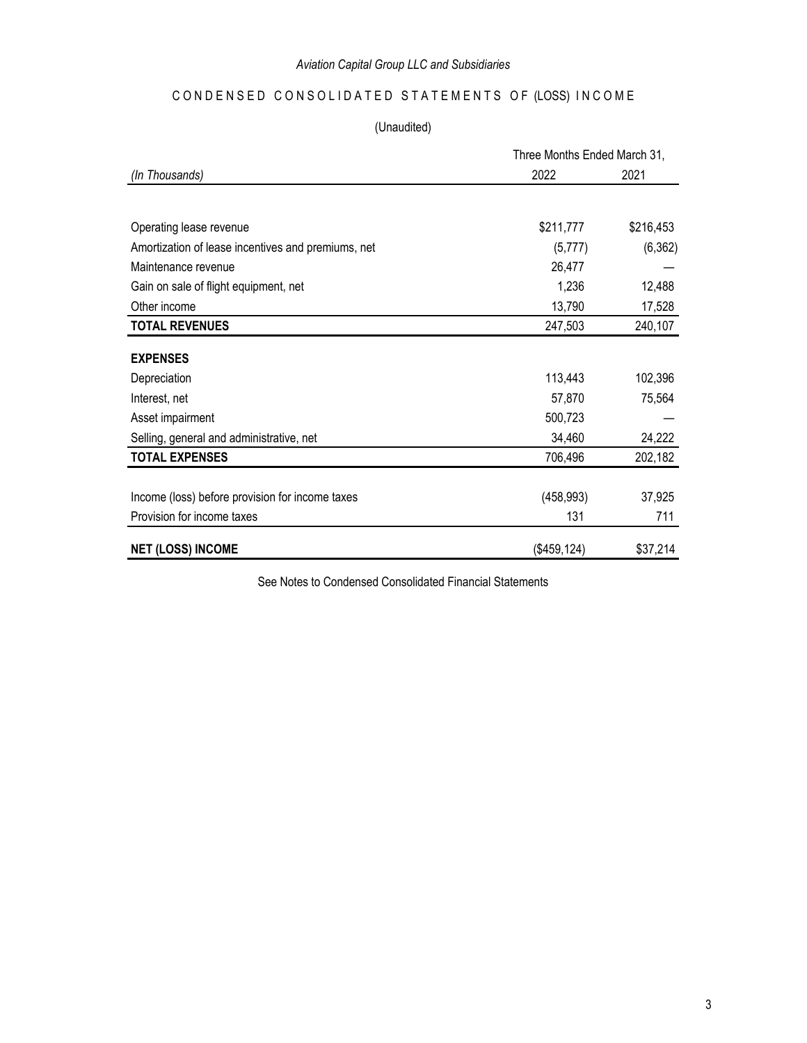*Aviation Capital Group LLC and Subsidiaries*

## CONDENSED CONSOLIDATED STATEMENTS OF (LOSS) INCOME

(Unaudited)

| *(In Thousands)* | Three Months Ended March 31, 2022 | 2021 |
|---|---|---|
| Operating lease revenue | $211,777 | $216,453 |
| Amortization of lease incentives and premiums, net | (5,777) | (6,362) |
| Maintenance revenue | 26,477 | — |
| Gain on sale of flight equipment, net | 1,236 | 12,488 |
| Other income | 13,790 | 17,528 |
| **TOTAL REVENUES** | 247,503 | 240,107 |
| **EXPENSES** | | |
| Depreciation | 113,443 | 102,396 |
| Interest, net | 57,870 | 75,564 |
| Asset impairment | 500,723 | — |
| Selling, general and administrative, net | 34,460 | 24,222 |
| **TOTAL EXPENSES** | 706,496 | 202,182 |
| Income (loss) before provision for income taxes | (458,993) | 37,925 |
| Provision for income taxes | 131 | 711 |
| **NET (LOSS) INCOME** | ($459,124) | $37,214 |

See Notes to Condensed Consolidated Financial Statements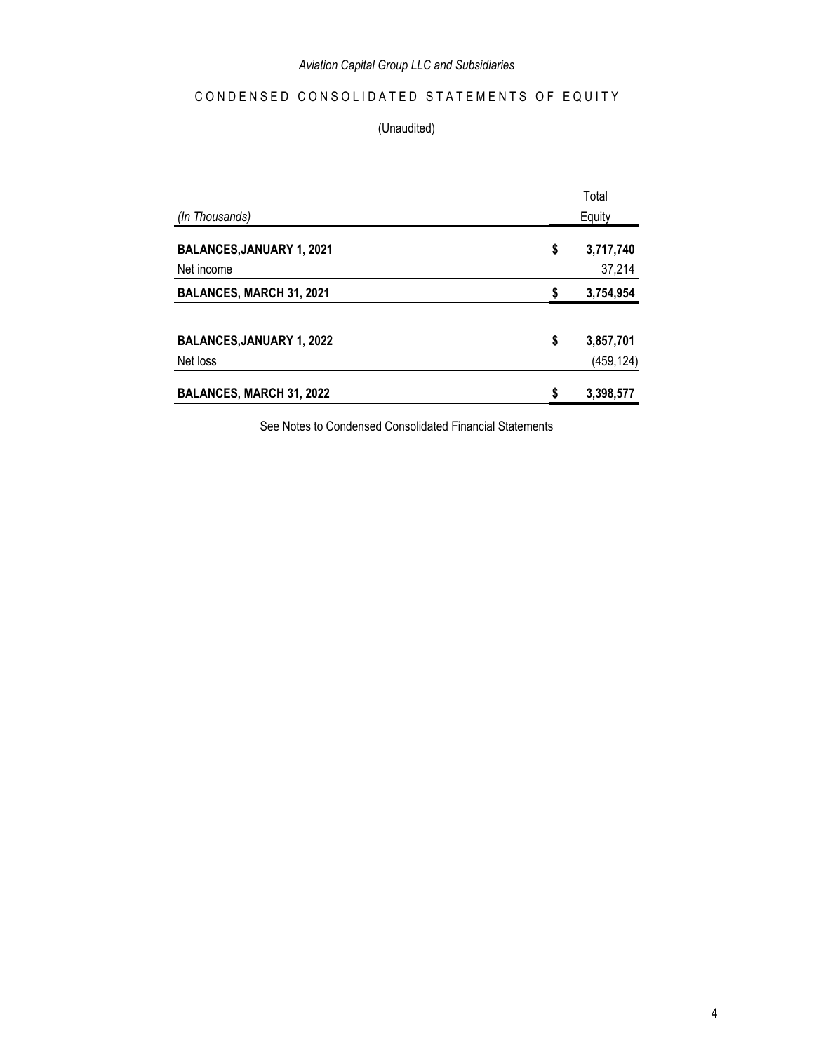*Aviation Capital Group LLC and Subsidiaries*

# CONDENSED CONSOLIDATED STATEMENTS OF EQUITY

(Unaudited)

| *(In Thousands)* | Total Equity |
|---|---|
| **BALANCES, JANUARY 1, 2021** | **$ 3,717,740** |
| Net income | 37,214 |
| **BALANCES, MARCH 31, 2021** | **$ 3,754,954** |
| | |
| **BALANCES, JANUARY 1, 2022** | **$ 3,857,701** |
| Net loss | (459,124) |
| **BALANCES, MARCH 31, 2022** | **$ 3,398,577** |

See Notes to Condensed Consolidated Financial Statements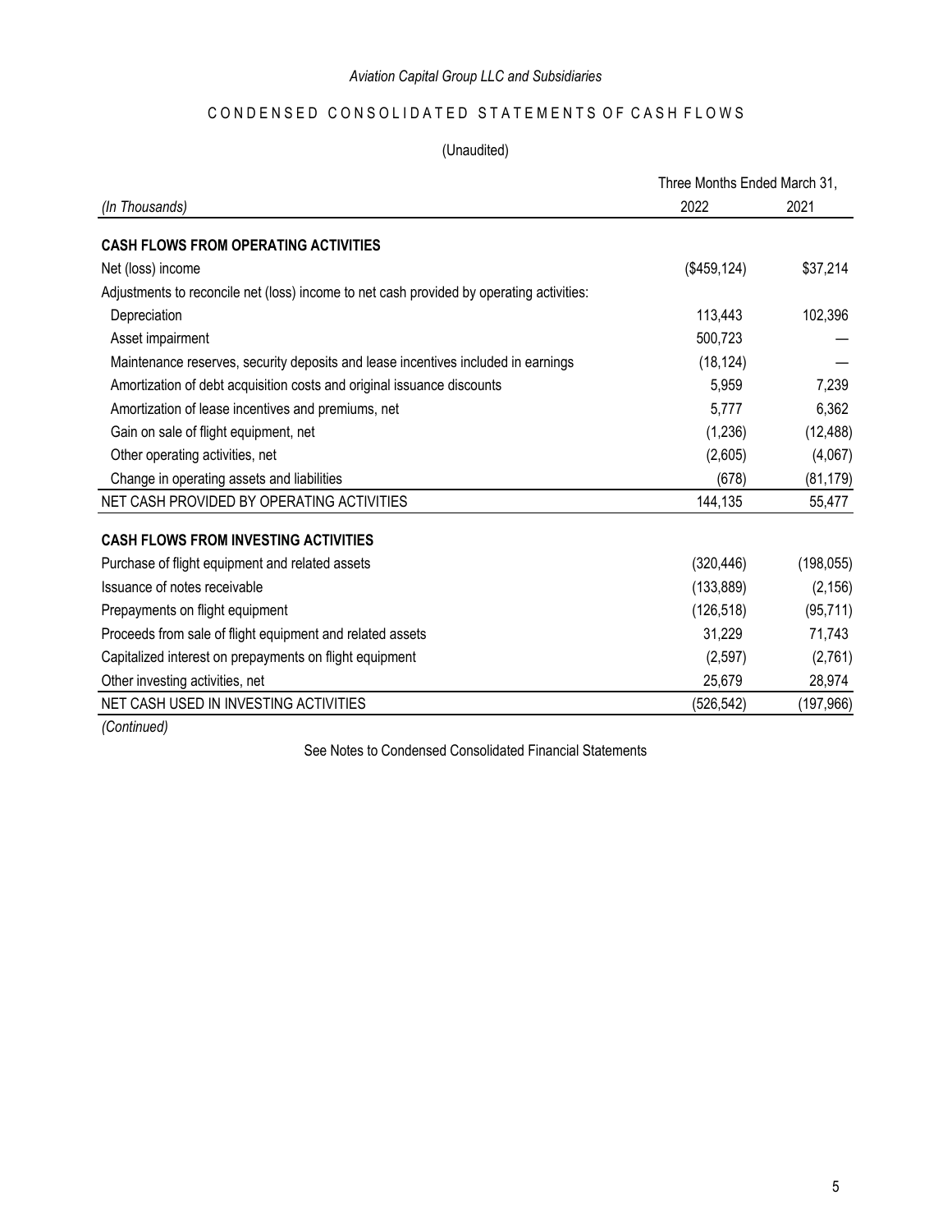*Aviation Capital Group LLC and Subsidiaries*

## CONDENSED CONSOLIDATED STATEMENTS OF CASH FLOWS

(Unaudited)

| *(In Thousands)* | Three Months Ended March 31, 2022 | 2021 |
|---|---|---|
| **CASH FLOWS FROM OPERATING ACTIVITIES** | | |
| Net (loss) income | ($459,124) | $37,214 |
| Adjustments to reconcile net (loss) income to net cash provided by operating activities: | | |
| Depreciation | 113,443 | 102,396 |
| Asset impairment | 500,723 | — |
| Maintenance reserves, security deposits and lease incentives included in earnings | (18,124) | — |
| Amortization of debt acquisition costs and original issuance discounts | 5,959 | 7,239 |
| Amortization of lease incentives and premiums, net | 5,777 | 6,362 |
| Gain on sale of flight equipment, net | (1,236) | (12,488) |
| Other operating activities, net | (2,605) | (4,067) |
| Change in operating assets and liabilities | (678) | (81,179) |
| NET CASH PROVIDED BY OPERATING ACTIVITIES | 144,135 | 55,477 |
| **CASH FLOWS FROM INVESTING ACTIVITIES** | | |
| Purchase of flight equipment and related assets | (320,446) | (198,055) |
| Issuance of notes receivable | (133,889) | (2,156) |
| Prepayments on flight equipment | (126,518) | (95,711) |
| Proceeds from sale of flight equipment and related assets | 31,229 | 71,743 |
| Capitalized interest on prepayments on flight equipment | (2,597) | (2,761) |
| Other investing activities, net | 25,679 | 28,974 |
| NET CASH USED IN INVESTING ACTIVITIES | (526,542) | (197,966) |

*(Continued)*

See Notes to Condensed Consolidated Financial Statements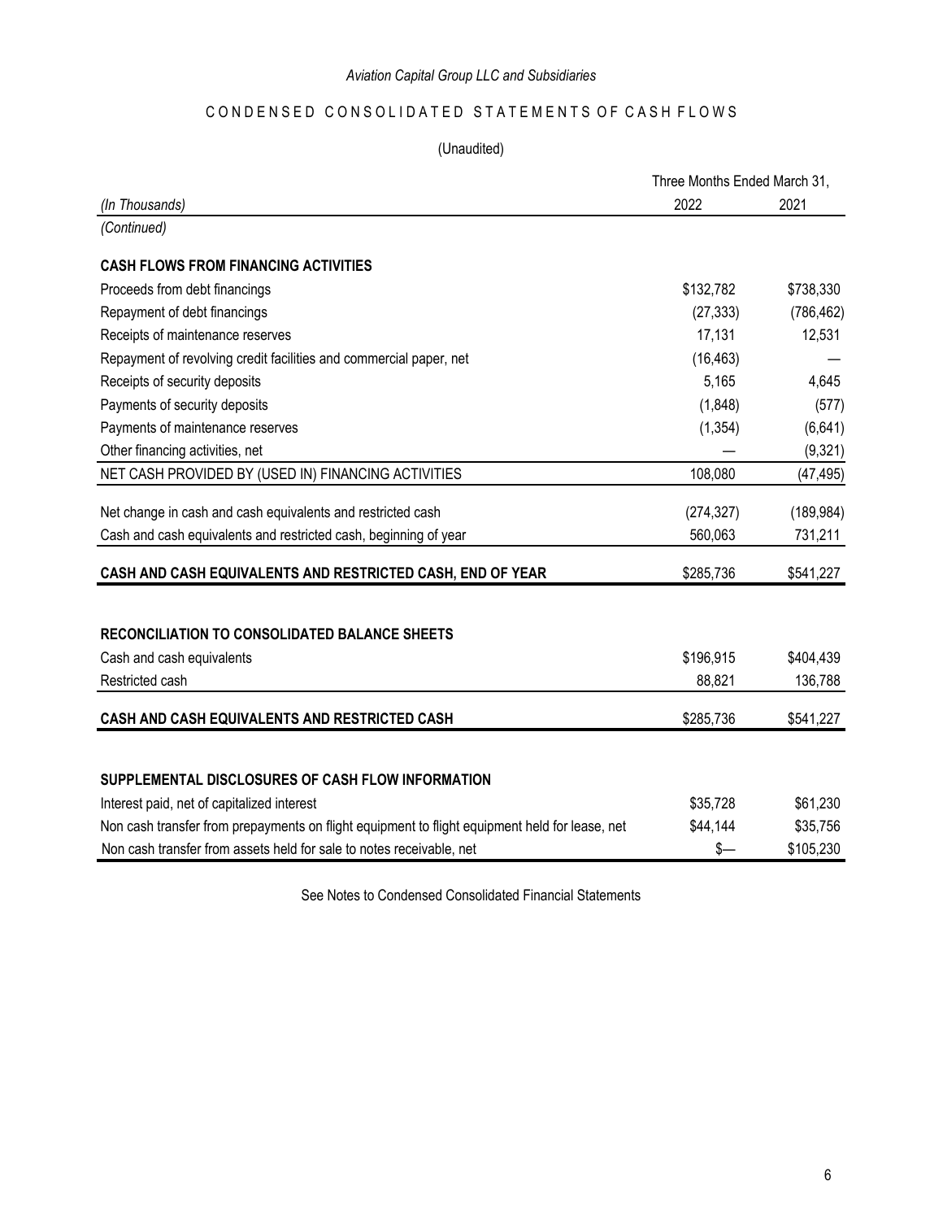*Aviation Capital Group LLC and Subsidiaries*

# CONDENSED CONSOLIDATED STATEMENTS OF CASH FLOWS

(Unaudited)

| *(In Thousands)* | Three Months Ended March 31, 2022 | 2021 |
|---|---|---|
| *(Continued)* | | |
| **CASH FLOWS FROM FINANCING ACTIVITIES** | | |
| Proceeds from debt financings | $132,782 | $738,330 |
| Repayment of debt financings | (27,333) | (786,462) |
| Receipts of maintenance reserves | 17,131 | 12,531 |
| Repayment of revolving credit facilities and commercial paper, net | (16,463) | — |
| Receipts of security deposits | 5,165 | 4,645 |
| Payments of security deposits | (1,848) | (577) |
| Payments of maintenance reserves | (1,354) | (6,641) |
| Other financing activities, net | — | (9,321) |
| NET CASH PROVIDED BY (USED IN) FINANCING ACTIVITIES | 108,080 | (47,495) |
| Net change in cash and cash equivalents and restricted cash | (274,327) | (189,984) |
| Cash and cash equivalents and restricted cash, beginning of year | 560,063 | 731,211 |
| **CASH AND CASH EQUIVALENTS AND RESTRICTED CASH, END OF YEAR** | $285,736 | $541,227 |
| **RECONCILIATION TO CONSOLIDATED BALANCE SHEETS** | | |
| Cash and cash equivalents | $196,915 | $404,439 |
| Restricted cash | 88,821 | 136,788 |
| **CASH AND CASH EQUIVALENTS AND RESTRICTED CASH** | $285,736 | $541,227 |
| **SUPPLEMENTAL DISCLOSURES OF CASH FLOW INFORMATION** | | |
| Interest paid, net of capitalized interest | $35,728 | $61,230 |
| Non cash transfer from prepayments on flight equipment to flight equipment held for lease, net | $44,144 | $35,756 |
| Non cash transfer from assets held for sale to notes receivable, net | $— | $105,230 |

See Notes to Condensed Consolidated Financial Statements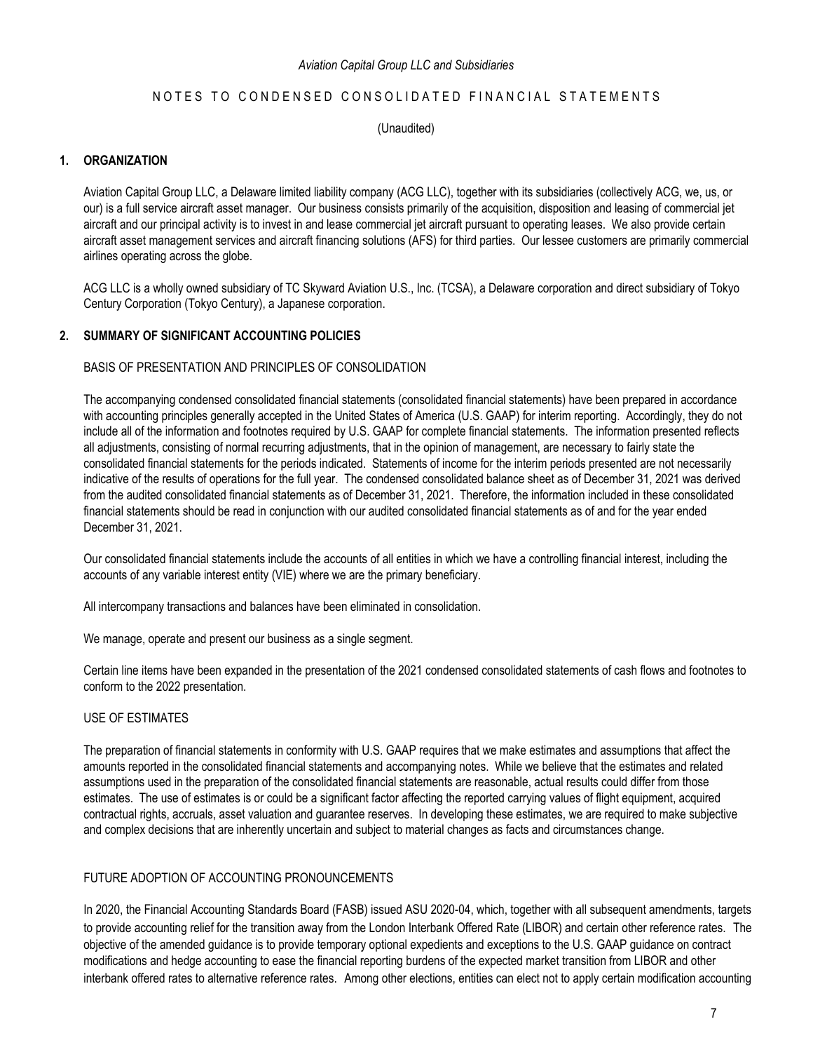*Aviation Capital Group LLC and Subsidiaries*

NOTES TO CONDENSED CONSOLIDATED FINANCIAL STATEMENTS

(Unaudited)

## 1. ORGANIZATION

Aviation Capital Group LLC, a Delaware limited liability company (ACG LLC), together with its subsidiaries (collectively ACG, we, us, or our) is a full service aircraft asset manager. Our business consists primarily of the acquisition, disposition and leasing of commercial jet aircraft and our principal activity is to invest in and lease commercial jet aircraft pursuant to operating leases. We also provide certain aircraft asset management services and aircraft financing solutions (AFS) for third parties. Our lessee customers are primarily commercial airlines operating across the globe.

ACG LLC is a wholly owned subsidiary of TC Skyward Aviation U.S., Inc. (TCSA), a Delaware corporation and direct subsidiary of Tokyo Century Corporation (Tokyo Century), a Japanese corporation.

## 2. SUMMARY OF SIGNIFICANT ACCOUNTING POLICIES

### BASIS OF PRESENTATION AND PRINCIPLES OF CONSOLIDATION

The accompanying condensed consolidated financial statements (consolidated financial statements) have been prepared in accordance with accounting principles generally accepted in the United States of America (U.S. GAAP) for interim reporting. Accordingly, they do not include all of the information and footnotes required by U.S. GAAP for complete financial statements. The information presented reflects all adjustments, consisting of normal recurring adjustments, that in the opinion of management, are necessary to fairly state the consolidated financial statements for the periods indicated. Statements of income for the interim periods presented are not necessarily indicative of the results of operations for the full year. The condensed consolidated balance sheet as of December 31, 2021 was derived from the audited consolidated financial statements as of December 31, 2021. Therefore, the information included in these consolidated financial statements should be read in conjunction with our audited consolidated financial statements as of and for the year ended December 31, 2021.

Our consolidated financial statements include the accounts of all entities in which we have a controlling financial interest, including the accounts of any variable interest entity (VIE) where we are the primary beneficiary.

All intercompany transactions and balances have been eliminated in consolidation.

We manage, operate and present our business as a single segment.

Certain line items have been expanded in the presentation of the 2021 condensed consolidated statements of cash flows and footnotes to conform to the 2022 presentation.

### USE OF ESTIMATES

The preparation of financial statements in conformity with U.S. GAAP requires that we make estimates and assumptions that affect the amounts reported in the consolidated financial statements and accompanying notes. While we believe that the estimates and related assumptions used in the preparation of the consolidated financial statements are reasonable, actual results could differ from those estimates. The use of estimates is or could be a significant factor affecting the reported carrying values of flight equipment, acquired contractual rights, accruals, asset valuation and guarantee reserves. In developing these estimates, we are required to make subjective and complex decisions that are inherently uncertain and subject to material changes as facts and circumstances change.

### FUTURE ADOPTION OF ACCOUNTING PRONOUNCEMENTS

In 2020, the Financial Accounting Standards Board (FASB) issued ASU 2020-04, which, together with all subsequent amendments, targets to provide accounting relief for the transition away from the London Interbank Offered Rate (LIBOR) and certain other reference rates. The objective of the amended guidance is to provide temporary optional expedients and exceptions to the U.S. GAAP guidance on contract modifications and hedge accounting to ease the financial reporting burdens of the expected market transition from LIBOR and other interbank offered rates to alternative reference rates. Among other elections, entities can elect not to apply certain modification accounting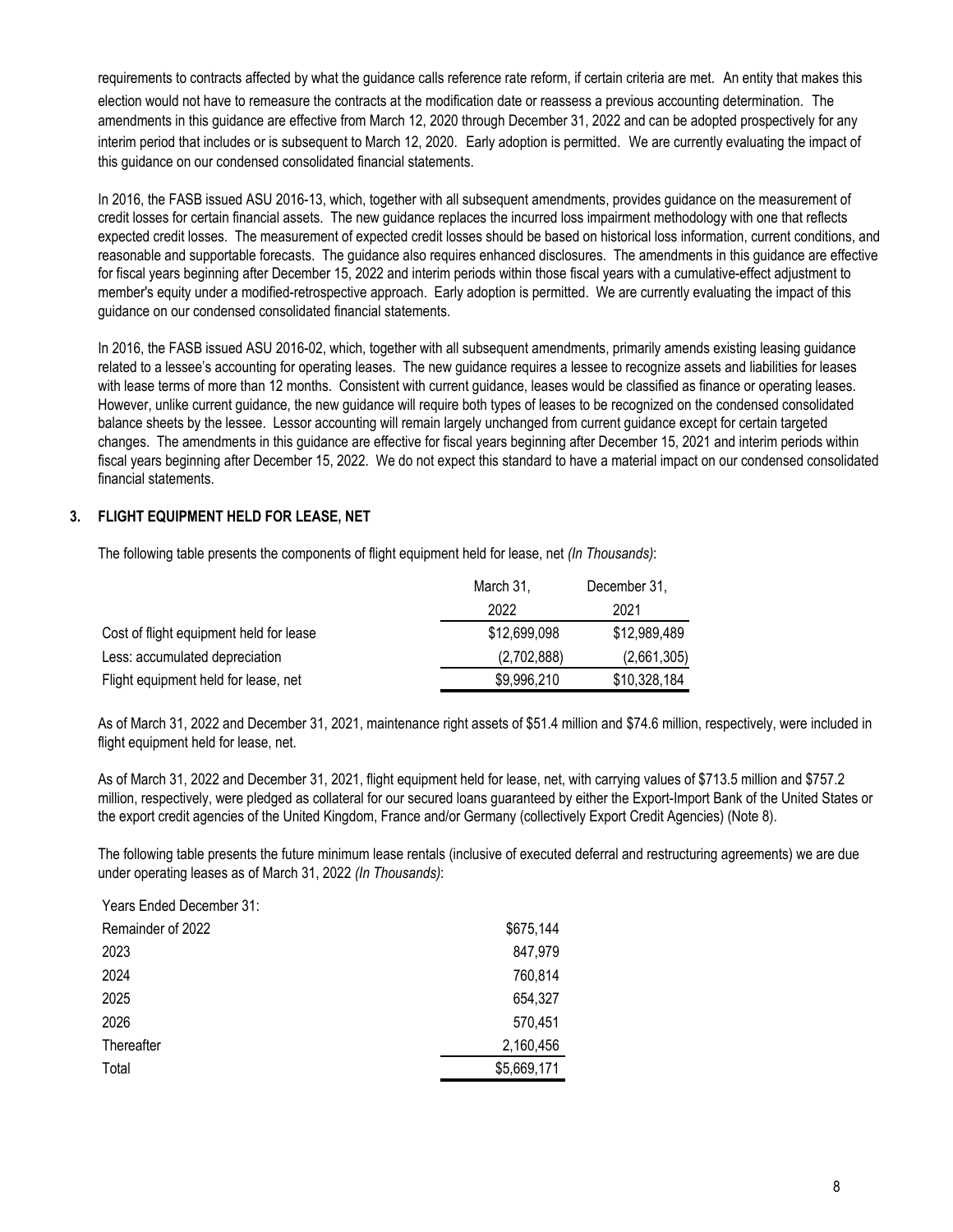requirements to contracts affected by what the guidance calls reference rate reform, if certain criteria are met. An entity that makes this election would not have to remeasure the contracts at the modification date or reassess a previous accounting determination. The amendments in this guidance are effective from March 12, 2020 through December 31, 2022 and can be adopted prospectively for any interim period that includes or is subsequent to March 12, 2020. Early adoption is permitted. We are currently evaluating the impact of this guidance on our condensed consolidated financial statements.

In 2016, the FASB issued ASU 2016-13, which, together with all subsequent amendments, provides guidance on the measurement of credit losses for certain financial assets. The new guidance replaces the incurred loss impairment methodology with one that reflects expected credit losses. The measurement of expected credit losses should be based on historical loss information, current conditions, and reasonable and supportable forecasts. The guidance also requires enhanced disclosures. The amendments in this guidance are effective for fiscal years beginning after December 15, 2022 and interim periods within those fiscal years with a cumulative-effect adjustment to member's equity under a modified-retrospective approach. Early adoption is permitted. We are currently evaluating the impact of this guidance on our condensed consolidated financial statements.

In 2016, the FASB issued ASU 2016-02, which, together with all subsequent amendments, primarily amends existing leasing guidance related to a lessee's accounting for operating leases. The new guidance requires a lessee to recognize assets and liabilities for leases with lease terms of more than 12 months. Consistent with current guidance, leases would be classified as finance or operating leases. However, unlike current guidance, the new guidance will require both types of leases to be recognized on the condensed consolidated balance sheets by the lessee. Lessor accounting will remain largely unchanged from current guidance except for certain targeted changes. The amendments in this guidance are effective for fiscal years beginning after December 15, 2021 and interim periods within fiscal years beginning after December 15, 2022. We do not expect this standard to have a material impact on our condensed consolidated financial statements.

## 3. FLIGHT EQUIPMENT HELD FOR LEASE, NET

The following table presents the components of flight equipment held for lease, net *(In Thousands)*:

| | March 31, 2022 | December 31, 2021 |
|---|---|---|
| Cost of flight equipment held for lease | $12,699,098 | $12,989,489 |
| Less: accumulated depreciation | (2,702,888) | (2,661,305) |
| Flight equipment held for lease, net | $9,996,210 | $10,328,184 |

As of March 31, 2022 and December 31, 2021, maintenance right assets of $51.4 million and $74.6 million, respectively, were included in flight equipment held for lease, net.

As of March 31, 2022 and December 31, 2021, flight equipment held for lease, net, with carrying values of $713.5 million and $757.2 million, respectively, were pledged as collateral for our secured loans guaranteed by either the Export-Import Bank of the United States or the export credit agencies of the United Kingdom, France and/or Germany (collectively Export Credit Agencies) (Note 8).

The following table presents the future minimum lease rentals (inclusive of executed deferral and restructuring agreements) we are due under operating leases as of March 31, 2022 *(In Thousands)*:

| Years Ended December 31: | |
|---|---|
| Remainder of 2022 | $675,144 |
| 2023 | 847,979 |
| 2024 | 760,814 |
| 2025 | 654,327 |
| 2026 | 570,451 |
| Thereafter | 2,160,456 |
| Total | $5,669,171 |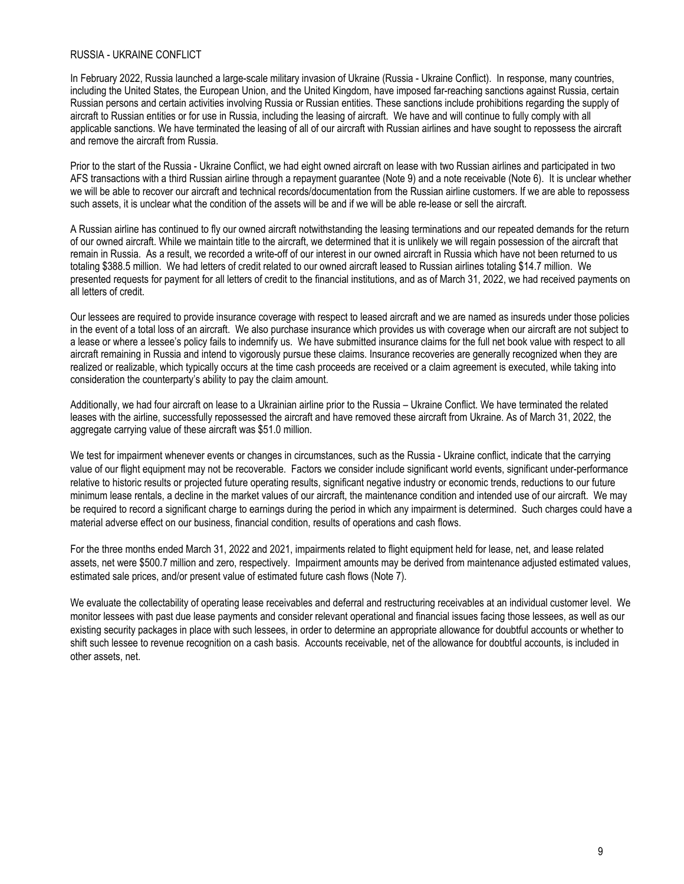## RUSSIA - UKRAINE CONFLICT

In February 2022, Russia launched a large-scale military invasion of Ukraine (Russia - Ukraine Conflict). In response, many countries, including the United States, the European Union, and the United Kingdom, have imposed far-reaching sanctions against Russia, certain Russian persons and certain activities involving Russia or Russian entities. These sanctions include prohibitions regarding the supply of aircraft to Russian entities or for use in Russia, including the leasing of aircraft. We have and will continue to fully comply with all applicable sanctions. We have terminated the leasing of all of our aircraft with Russian airlines and have sought to repossess the aircraft and remove the aircraft from Russia.

Prior to the start of the Russia - Ukraine Conflict, we had eight owned aircraft on lease with two Russian airlines and participated in two AFS transactions with a third Russian airline through a repayment guarantee (Note 9) and a note receivable (Note 6). It is unclear whether we will be able to recover our aircraft and technical records/documentation from the Russian airline customers. If we are able to repossess such assets, it is unclear what the condition of the assets will be and if we will be able re-lease or sell the aircraft.

A Russian airline has continued to fly our owned aircraft notwithstanding the leasing terminations and our repeated demands for the return of our owned aircraft. While we maintain title to the aircraft, we determined that it is unlikely we will regain possession of the aircraft that remain in Russia. As a result, we recorded a write-off of our interest in our owned aircraft in Russia which have not been returned to us totaling $388.5 million. We had letters of credit related to our owned aircraft leased to Russian airlines totaling $14.7 million. We presented requests for payment for all letters of credit to the financial institutions, and as of March 31, 2022, we had received payments on all letters of credit.

Our lessees are required to provide insurance coverage with respect to leased aircraft and we are named as insureds under those policies in the event of a total loss of an aircraft. We also purchase insurance which provides us with coverage when our aircraft are not subject to a lease or where a lessee's policy fails to indemnify us. We have submitted insurance claims for the full net book value with respect to all aircraft remaining in Russia and intend to vigorously pursue these claims. Insurance recoveries are generally recognized when they are realized or realizable, which typically occurs at the time cash proceeds are received or a claim agreement is executed, while taking into consideration the counterparty's ability to pay the claim amount.

Additionally, we had four aircraft on lease to a Ukrainian airline prior to the Russia – Ukraine Conflict. We have terminated the related leases with the airline, successfully repossessed the aircraft and have removed these aircraft from Ukraine. As of March 31, 2022, the aggregate carrying value of these aircraft was $51.0 million.

We test for impairment whenever events or changes in circumstances, such as the Russia - Ukraine conflict, indicate that the carrying value of our flight equipment may not be recoverable. Factors we consider include significant world events, significant under-performance relative to historic results or projected future operating results, significant negative industry or economic trends, reductions to our future minimum lease rentals, a decline in the market values of our aircraft, the maintenance condition and intended use of our aircraft. We may be required to record a significant charge to earnings during the period in which any impairment is determined. Such charges could have a material adverse effect on our business, financial condition, results of operations and cash flows.

For the three months ended March 31, 2022 and 2021, impairments related to flight equipment held for lease, net, and lease related assets, net were $500.7 million and zero, respectively. Impairment amounts may be derived from maintenance adjusted estimated values, estimated sale prices, and/or present value of estimated future cash flows (Note 7).

We evaluate the collectability of operating lease receivables and deferral and restructuring receivables at an individual customer level. We monitor lessees with past due lease payments and consider relevant operational and financial issues facing those lessees, as well as our existing security packages in place with such lessees, in order to determine an appropriate allowance for doubtful accounts or whether to shift such lessee to revenue recognition on a cash basis. Accounts receivable, net of the allowance for doubtful accounts, is included in other assets, net.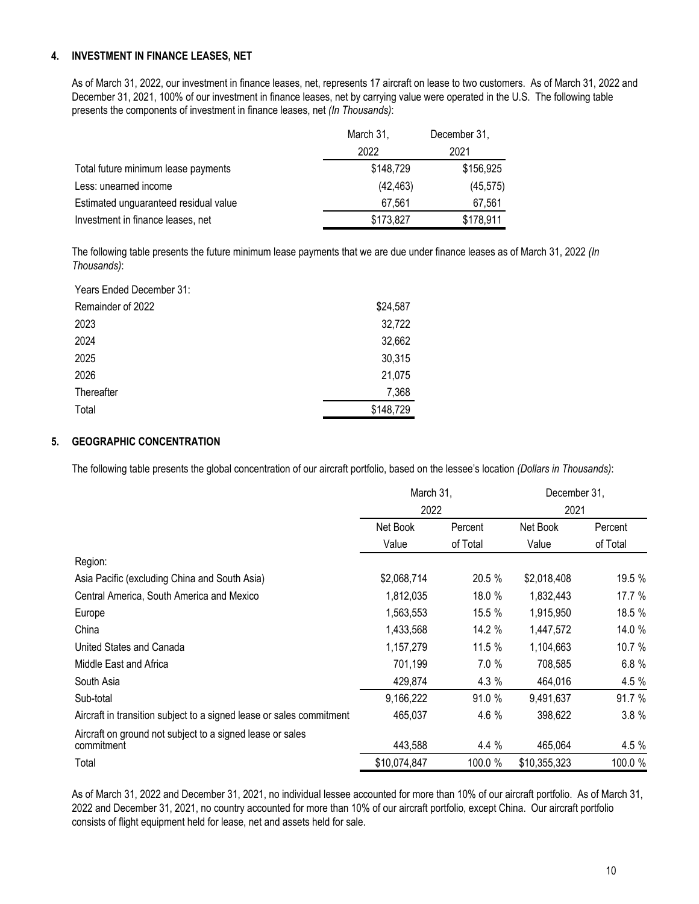## 4. INVESTMENT IN FINANCE LEASES, NET

As of March 31, 2022, our investment in finance leases, net, represents 17 aircraft on lease to two customers. As of March 31, 2022 and December 31, 2021, 100% of our investment in finance leases, net by carrying value were operated in the U.S. The following table presents the components of investment in finance leases, net *(In Thousands)*:

| | March 31, 2022 | December 31, 2021 |
|---|---|---|
| Total future minimum lease payments | $148,729 | $156,925 |
| Less: unearned income | (42,463) | (45,575) |
| Estimated unguaranteed residual value | 67,561 | 67,561 |
| Investment in finance leases, net | $173,827 | $178,911 |

The following table presents the future minimum lease payments that we are due under finance leases as of March 31, 2022 *(In Thousands)*:

| Years Ended December 31: | |
|---|---|
| Remainder of 2022 | $24,587 |
| 2023 | 32,722 |
| 2024 | 32,662 |
| 2025 | 30,315 |
| 2026 | 21,075 |
| Thereafter | 7,368 |
| Total | $148,729 |

## 5. GEOGRAPHIC CONCENTRATION

The following table presents the global concentration of our aircraft portfolio, based on the lessee's location *(Dollars in Thousands)*:

| | March 31, 2022 | | December 31, 2021 | |
|---|---|---|---|---|
| | Net Book Value | Percent of Total | Net Book Value | Percent of Total |
| Region: | | | | |
| Asia Pacific (excluding China and South Asia) | $2,068,714 | 20.5 % | $2,018,408 | 19.5 % |
| Central America, South America and Mexico | 1,812,035 | 18.0 % | 1,832,443 | 17.7 % |
| Europe | 1,563,553 | 15.5 % | 1,915,950 | 18.5 % |
| China | 1,433,568 | 14.2 % | 1,447,572 | 14.0 % |
| United States and Canada | 1,157,279 | 11.5 % | 1,104,663 | 10.7 % |
| Middle East and Africa | 701,199 | 7.0 % | 708,585 | 6.8 % |
| South Asia | 429,874 | 4.3 % | 464,016 | 4.5 % |
| Sub-total | 9,166,222 | 91.0 % | 9,491,637 | 91.7 % |
| Aircraft in transition subject to a signed lease or sales commitment | 465,037 | 4.6 % | 398,622 | 3.8 % |
| Aircraft on ground not subject to a signed lease or sales commitment | 443,588 | 4.4 % | 465,064 | 4.5 % |
| Total | $10,074,847 | 100.0 % | $10,355,323 | 100.0 % |

As of March 31, 2022 and December 31, 2021, no individual lessee accounted for more than 10% of our aircraft portfolio. As of March 31, 2022 and December 31, 2021, no country accounted for more than 10% of our aircraft portfolio, except China. Our aircraft portfolio consists of flight equipment held for lease, net and assets held for sale.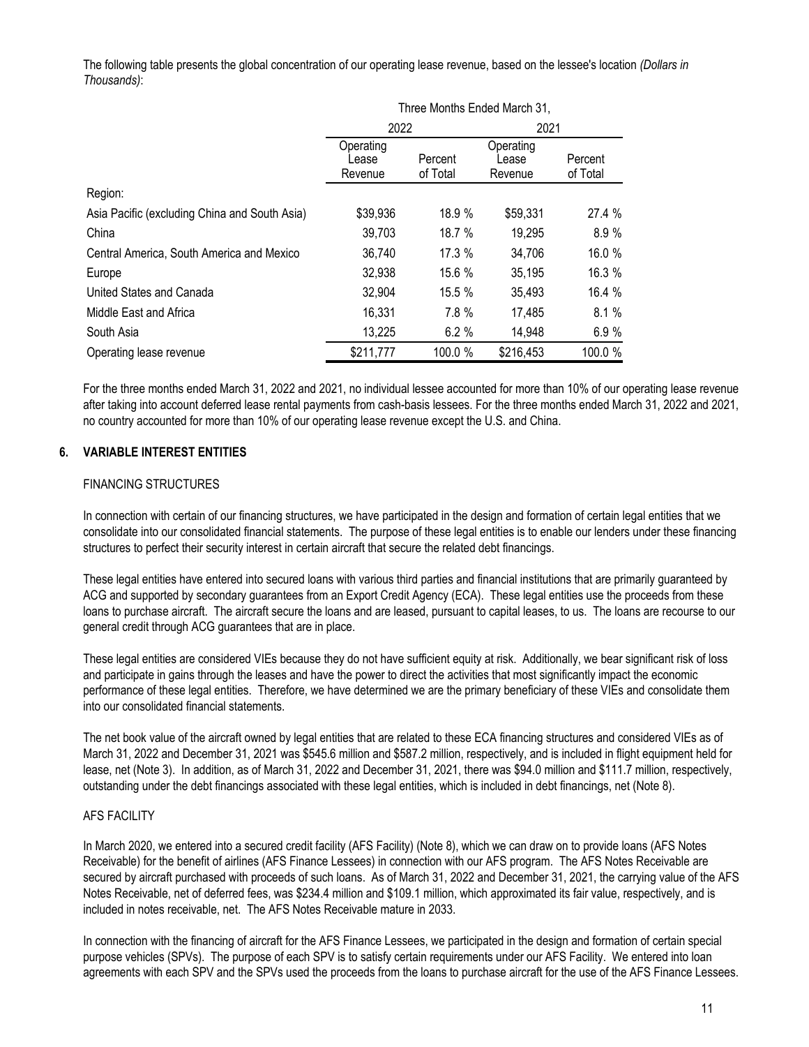The following table presents the global concentration of our operating lease revenue, based on the lessee's location *(Dollars in Thousands)*:

| | Three Months Ended March 31, | | | |
|---|---|---|---|---|
| | 2022 | | 2021 | |
| | Operating Lease Revenue | Percent of Total | Operating Lease Revenue | Percent of Total |
| Region: | | | | |
| Asia Pacific (excluding China and South Asia) | $39,936 | 18.9 % | $59,331 | 27.4 % |
| China | 39,703 | 18.7 % | 19,295 | 8.9 % |
| Central America, South America and Mexico | 36,740 | 17.3 % | 34,706 | 16.0 % |
| Europe | 32,938 | 15.6 % | 35,195 | 16.3 % |
| United States and Canada | 32,904 | 15.5 % | 35,493 | 16.4 % |
| Middle East and Africa | 16,331 | 7.8 % | 17,485 | 8.1 % |
| South Asia | 13,225 | 6.2 % | 14,948 | 6.9 % |
| Operating lease revenue | $211,777 | 100.0 % | $216,453 | 100.0 % |

For the three months ended March 31, 2022 and 2021, no individual lessee accounted for more than 10% of our operating lease revenue after taking into account deferred lease rental payments from cash-basis lessees. For the three months ended March 31, 2022 and 2021, no country accounted for more than 10% of our operating lease revenue except the U.S. and China.

## 6. VARIABLE INTEREST ENTITIES

### FINANCING STRUCTURES

In connection with certain of our financing structures, we have participated in the design and formation of certain legal entities that we consolidate into our consolidated financial statements. The purpose of these legal entities is to enable our lenders under these financing structures to perfect their security interest in certain aircraft that secure the related debt financings.

These legal entities have entered into secured loans with various third parties and financial institutions that are primarily guaranteed by ACG and supported by secondary guarantees from an Export Credit Agency (ECA). These legal entities use the proceeds from these loans to purchase aircraft. The aircraft secure the loans and are leased, pursuant to capital leases, to us. The loans are recourse to our general credit through ACG guarantees that are in place.

These legal entities are considered VIEs because they do not have sufficient equity at risk. Additionally, we bear significant risk of loss and participate in gains through the leases and have the power to direct the activities that most significantly impact the economic performance of these legal entities. Therefore, we have determined we are the primary beneficiary of these VIEs and consolidate them into our consolidated financial statements.

The net book value of the aircraft owned by legal entities that are related to these ECA financing structures and considered VIEs as of March 31, 2022 and December 31, 2021 was $545.6 million and $587.2 million, respectively, and is included in flight equipment held for lease, net (Note 3). In addition, as of March 31, 2022 and December 31, 2021, there was $94.0 million and $111.7 million, respectively, outstanding under the debt financings associated with these legal entities, which is included in debt financings, net (Note 8).

### AFS FACILITY

In March 2020, we entered into a secured credit facility (AFS Facility) (Note 8), which we can draw on to provide loans (AFS Notes Receivable) for the benefit of airlines (AFS Finance Lessees) in connection with our AFS program. The AFS Notes Receivable are secured by aircraft purchased with proceeds of such loans. As of March 31, 2022 and December 31, 2021, the carrying value of the AFS Notes Receivable, net of deferred fees, was $234.4 million and $109.1 million, which approximated its fair value, respectively, and is included in notes receivable, net. The AFS Notes Receivable mature in 2033.

In connection with the financing of aircraft for the AFS Finance Lessees, we participated in the design and formation of certain special purpose vehicles (SPVs). The purpose of each SPV is to satisfy certain requirements under our AFS Facility. We entered into loan agreements with each SPV and the SPVs used the proceeds from the loans to purchase aircraft for the use of the AFS Finance Lessees.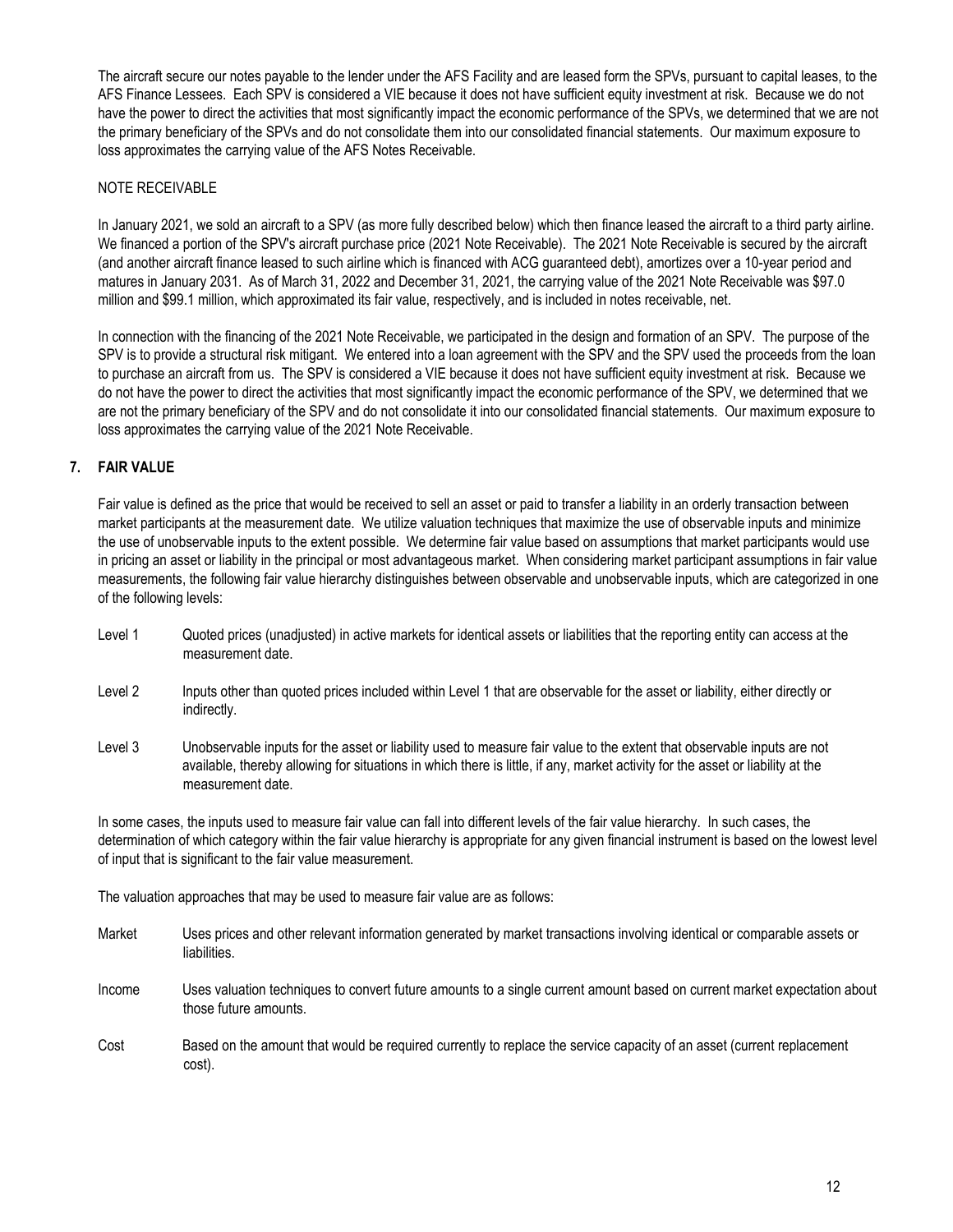The aircraft secure our notes payable to the lender under the AFS Facility and are leased form the SPVs, pursuant to capital leases, to the AFS Finance Lessees. Each SPV is considered a VIE because it does not have sufficient equity investment at risk. Because we do not have the power to direct the activities that most significantly impact the economic performance of the SPVs, we determined that we are not the primary beneficiary of the SPVs and do not consolidate them into our consolidated financial statements. Our maximum exposure to loss approximates the carrying value of the AFS Notes Receivable.

NOTE RECEIVABLE

In January 2021, we sold an aircraft to a SPV (as more fully described below) which then finance leased the aircraft to a third party airline. We financed a portion of the SPV's aircraft purchase price (2021 Note Receivable). The 2021 Note Receivable is secured by the aircraft (and another aircraft finance leased to such airline which is financed with ACG guaranteed debt), amortizes over a 10-year period and matures in January 2031. As of March 31, 2022 and December 31, 2021, the carrying value of the 2021 Note Receivable was $97.0 million and $99.1 million, which approximated its fair value, respectively, and is included in notes receivable, net.

In connection with the financing of the 2021 Note Receivable, we participated in the design and formation of an SPV. The purpose of the SPV is to provide a structural risk mitigant. We entered into a loan agreement with the SPV and the SPV used the proceeds from the loan to purchase an aircraft from us. The SPV is considered a VIE because it does not have sufficient equity investment at risk. Because we do not have the power to direct the activities that most significantly impact the economic performance of the SPV, we determined that we are not the primary beneficiary of the SPV and do not consolidate it into our consolidated financial statements. Our maximum exposure to loss approximates the carrying value of the 2021 Note Receivable.

## 7. FAIR VALUE

Fair value is defined as the price that would be received to sell an asset or paid to transfer a liability in an orderly transaction between market participants at the measurement date. We utilize valuation techniques that maximize the use of observable inputs and minimize the use of unobservable inputs to the extent possible. We determine fair value based on assumptions that market participants would use in pricing an asset or liability in the principal or most advantageous market. When considering market participant assumptions in fair value measurements, the following fair value hierarchy distinguishes between observable and unobservable inputs, which are categorized in one of the following levels:

- Level 1 Quoted prices (unadjusted) in active markets for identical assets or liabilities that the reporting entity can access at the measurement date.
- Level 2 Inputs other than quoted prices included within Level 1 that are observable for the asset or liability, either directly or indirectly.
- Level 3 Unobservable inputs for the asset or liability used to measure fair value to the extent that observable inputs are not available, thereby allowing for situations in which there is little, if any, market activity for the asset or liability at the measurement date.

In some cases, the inputs used to measure fair value can fall into different levels of the fair value hierarchy. In such cases, the determination of which category within the fair value hierarchy is appropriate for any given financial instrument is based on the lowest level of input that is significant to the fair value measurement.

The valuation approaches that may be used to measure fair value are as follows:

- Market Uses prices and other relevant information generated by market transactions involving identical or comparable assets or liabilities.
- Income Uses valuation techniques to convert future amounts to a single current amount based on current market expectation about those future amounts.
- Cost Based on the amount that would be required currently to replace the service capacity of an asset (current replacement cost).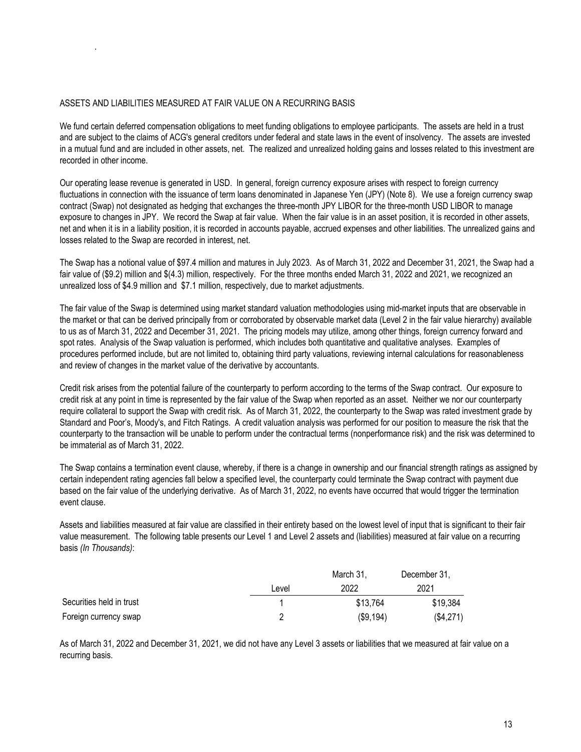ASSETS AND LIABILITIES MEASURED AT FAIR VALUE ON A RECURRING BASIS

We fund certain deferred compensation obligations to meet funding obligations to employee participants. The assets are held in a trust and are subject to the claims of ACG's general creditors under federal and state laws in the event of insolvency. The assets are invested in a mutual fund and are included in other assets, net. The realized and unrealized holding gains and losses related to this investment are recorded in other income.

Our operating lease revenue is generated in USD. In general, foreign currency exposure arises with respect to foreign currency fluctuations in connection with the issuance of term loans denominated in Japanese Yen (JPY) (Note 8). We use a foreign currency swap contract (Swap) not designated as hedging that exchanges the three-month JPY LIBOR for the three-month USD LIBOR to manage exposure to changes in JPY. We record the Swap at fair value. When the fair value is in an asset position, it is recorded in other assets, net and when it is in a liability position, it is recorded in accounts payable, accrued expenses and other liabilities. The unrealized gains and losses related to the Swap are recorded in interest, net.

The Swap has a notional value of $97.4 million and matures in July 2023. As of March 31, 2022 and December 31, 2021, the Swap had a fair value of ($9.2) million and $(4.3) million, respectively. For the three months ended March 31, 2022 and 2021, we recognized an unrealized loss of $4.9 million and $7.1 million, respectively, due to market adjustments.

The fair value of the Swap is determined using market standard valuation methodologies using mid-market inputs that are observable in the market or that can be derived principally from or corroborated by observable market data (Level 2 in the fair value hierarchy) available to us as of March 31, 2022 and December 31, 2021. The pricing models may utilize, among other things, foreign currency forward and spot rates. Analysis of the Swap valuation is performed, which includes both quantitative and qualitative analyses. Examples of procedures performed include, but are not limited to, obtaining third party valuations, reviewing internal calculations for reasonableness and review of changes in the market value of the derivative by accountants.

Credit risk arises from the potential failure of the counterparty to perform according to the terms of the Swap contract. Our exposure to credit risk at any point in time is represented by the fair value of the Swap when reported as an asset. Neither we nor our counterparty require collateral to support the Swap with credit risk. As of March 31, 2022, the counterparty to the Swap was rated investment grade by Standard and Poor's, Moody's, and Fitch Ratings. A credit valuation analysis was performed for our position to measure the risk that the counterparty to the transaction will be unable to perform under the contractual terms (nonperformance risk) and the risk was determined to be immaterial as of March 31, 2022.

The Swap contains a termination event clause, whereby, if there is a change in ownership and our financial strength ratings as assigned by certain independent rating agencies fall below a specified level, the counterparty could terminate the Swap contract with payment due based on the fair value of the underlying derivative. As of March 31, 2022, no events have occurred that would trigger the termination event clause.

Assets and liabilities measured at fair value are classified in their entirety based on the lowest level of input that is significant to their fair value measurement. The following table presents our Level 1 and Level 2 assets and (liabilities) measured at fair value on a recurring basis *(In Thousands)*:

| | Level | March 31, 2022 | December 31, 2021 |
|---|---|---|---|
| Securities held in trust | 1 | $13,764 | $19,384 |
| Foreign currency swap | 2 | ($9,194) | ($4,271) |

As of March 31, 2022 and December 31, 2021, we did not have any Level 3 assets or liabilities that we measured at fair value on a recurring basis.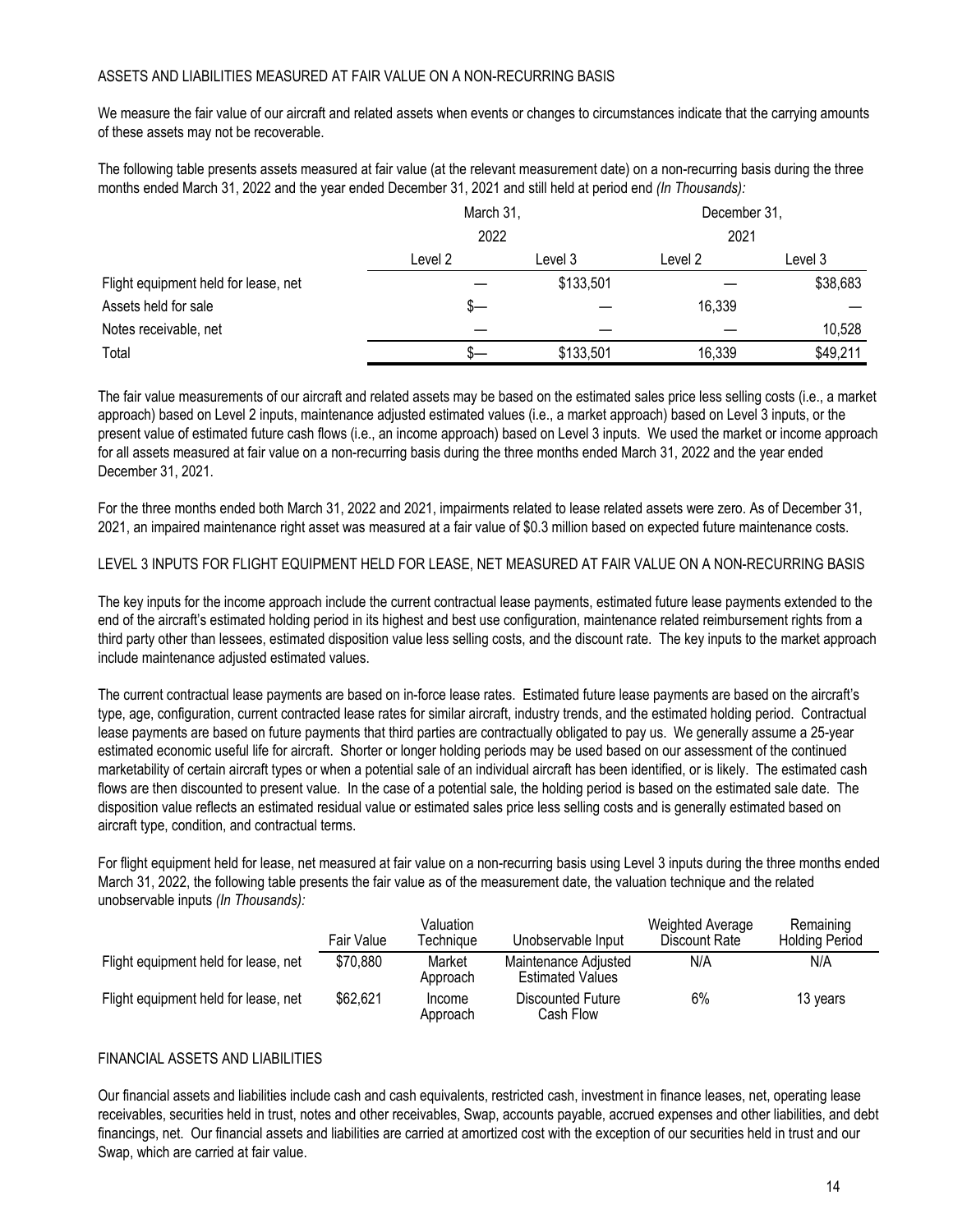ASSETS AND LIABILITIES MEASURED AT FAIR VALUE ON A NON-RECURRING BASIS

We measure the fair value of our aircraft and related assets when events or changes to circumstances indicate that the carrying amounts of these assets may not be recoverable.

The following table presents assets measured at fair value (at the relevant measurement date) on a non-recurring basis during the three months ended March 31, 2022 and the year ended December 31, 2021 and still held at period end *(In Thousands):*

| | March 31, 2022 | | December 31, 2021 | |
|---|---|---|---|---|
| | Level 2 | Level 3 | Level 2 | Level 3 |
| Flight equipment held for lease, net | — | $133,501 | — | $38,683 |
| Assets held for sale | $— | — | 16,339 | — |
| Notes receivable, net | — | — | — | 10,528 |
| Total | $— | $133,501 | 16,339 | $49,211 |

The fair value measurements of our aircraft and related assets may be based on the estimated sales price less selling costs (i.e., a market approach) based on Level 2 inputs, maintenance adjusted estimated values (i.e., a market approach) based on Level 3 inputs, or the present value of estimated future cash flows (i.e., an income approach) based on Level 3 inputs. We used the market or income approach for all assets measured at fair value on a non-recurring basis during the three months ended March 31, 2022 and the year ended December 31, 2021.

For the three months ended both March 31, 2022 and 2021, impairments related to lease related assets were zero. As of December 31, 2021, an impaired maintenance right asset was measured at a fair value of $0.3 million based on expected future maintenance costs.

LEVEL 3 INPUTS FOR FLIGHT EQUIPMENT HELD FOR LEASE, NET MEASURED AT FAIR VALUE ON A NON-RECURRING BASIS

The key inputs for the income approach include the current contractual lease payments, estimated future lease payments extended to the end of the aircraft's estimated holding period in its highest and best use configuration, maintenance related reimbursement rights from a third party other than lessees, estimated disposition value less selling costs, and the discount rate. The key inputs to the market approach include maintenance adjusted estimated values.

The current contractual lease payments are based on in-force lease rates. Estimated future lease payments are based on the aircraft's type, age, configuration, current contracted lease rates for similar aircraft, industry trends, and the estimated holding period. Contractual lease payments are based on future payments that third parties are contractually obligated to pay us. We generally assume a 25-year estimated economic useful life for aircraft. Shorter or longer holding periods may be used based on our assessment of the continued marketability of certain aircraft types or when a potential sale of an individual aircraft has been identified, or is likely. The estimated cash flows are then discounted to present value. In the case of a potential sale, the holding period is based on the estimated sale date. The disposition value reflects an estimated residual value or estimated sales price less selling costs and is generally estimated based on aircraft type, condition, and contractual terms.

For flight equipment held for lease, net measured at fair value on a non-recurring basis using Level 3 inputs during the three months ended March 31, 2022, the following table presents the fair value as of the measurement date, the valuation technique and the related unobservable inputs *(In Thousands):*

| | Fair Value | Valuation Technique | Unobservable Input | Weighted Average Discount Rate | Remaining Holding Period |
|---|---|---|---|---|---|
| Flight equipment held for lease, net | $70,880 | Market Approach | Maintenance Adjusted Estimated Values | N/A | N/A |
| Flight equipment held for lease, net | $62,621 | Income Approach | Discounted Future Cash Flow | 6% | 13 years |

FINANCIAL ASSETS AND LIABILITIES

Our financial assets and liabilities include cash and cash equivalents, restricted cash, investment in finance leases, net, operating lease receivables, securities held in trust, notes and other receivables, Swap, accounts payable, accrued expenses and other liabilities, and debt financings, net. Our financial assets and liabilities are carried at amortized cost with the exception of our securities held in trust and our Swap, which are carried at fair value.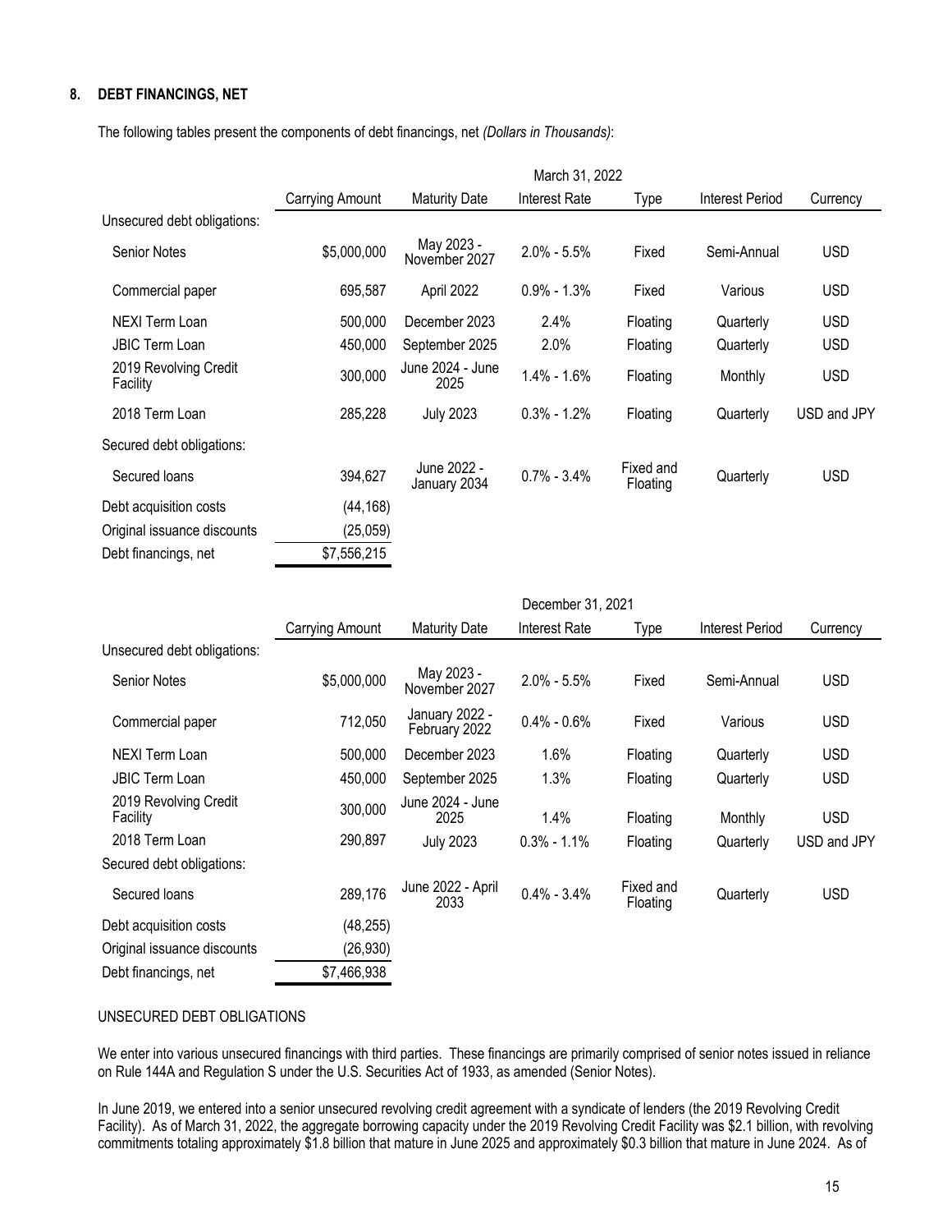## 8. DEBT FINANCINGS, NET

The following tables present the components of debt financings, net *(Dollars in Thousands)*:

| | March 31, 2022 | | | | | |
|---|---|---|---|---|---|---|
| | Carrying Amount | Maturity Date | Interest Rate | Type | Interest Period | Currency |
| Unsecured debt obligations: | | | | | | |
| Senior Notes | $5,000,000 | May 2023 - November 2027 | 2.0% - 5.5% | Fixed | Semi-Annual | USD |
| Commercial paper | 695,587 | April 2022 | 0.9% - 1.3% | Fixed | Various | USD |
| NEXI Term Loan | 500,000 | December 2023 | 2.4% | Floating | Quarterly | USD |
| JBIC Term Loan | 450,000 | September 2025 | 2.0% | Floating | Quarterly | USD |
| 2019 Revolving Credit Facility | 300,000 | June 2024 - June 2025 | 1.4% - 1.6% | Floating | Monthly | USD |
| 2018 Term Loan | 285,228 | July 2023 | 0.3% - 1.2% | Floating | Quarterly | USD and JPY |
| Secured debt obligations: | | | | | | |
| Secured loans | 394,627 | June 2022 - January 2034 | 0.7% - 3.4% | Fixed and Floating | Quarterly | USD |
| Debt acquisition costs | (44,168) | | | | | |
| Original issuance discounts | (25,059) | | | | | |
| Debt financings, net | $7,556,215 | | | | | |

| | December 31, 2021 | | | | | |
|---|---|---|---|---|---|---|
| | Carrying Amount | Maturity Date | Interest Rate | Type | Interest Period | Currency |
| Unsecured debt obligations: | | | | | | |
| Senior Notes | $5,000,000 | May 2023 - November 2027 | 2.0% - 5.5% | Fixed | Semi-Annual | USD |
| Commercial paper | 712,050 | January 2022 - February 2022 | 0.4% - 0.6% | Fixed | Various | USD |
| NEXI Term Loan | 500,000 | December 2023 | 1.6% | Floating | Quarterly | USD |
| JBIC Term Loan | 450,000 | September 2025 | 1.3% | Floating | Quarterly | USD |
| 2019 Revolving Credit Facility | 300,000 | June 2024 - June 2025 | 1.4% | Floating | Monthly | USD |
| 2018 Term Loan | 290,897 | July 2023 | 0.3% - 1.1% | Floating | Quarterly | USD and JPY |
| Secured debt obligations: | | | | | | |
| Secured loans | 289,176 | June 2022 - April 2033 | 0.4% - 3.4% | Fixed and Floating | Quarterly | USD |
| Debt acquisition costs | (48,255) | | | | | |
| Original issuance discounts | (26,930) | | | | | |
| Debt financings, net | $7,466,938 | | | | | |

UNSECURED DEBT OBLIGATIONS

We enter into various unsecured financings with third parties. These financings are primarily comprised of senior notes issued in reliance on Rule 144A and Regulation S under the U.S. Securities Act of 1933, as amended (Senior Notes).

In June 2019, we entered into a senior unsecured revolving credit agreement with a syndicate of lenders (the 2019 Revolving Credit Facility). As of March 31, 2022, the aggregate borrowing capacity under the 2019 Revolving Credit Facility was $2.1 billion, with revolving commitments totaling approximately $1.8 billion that mature in June 2025 and approximately $0.3 billion that mature in June 2024. As of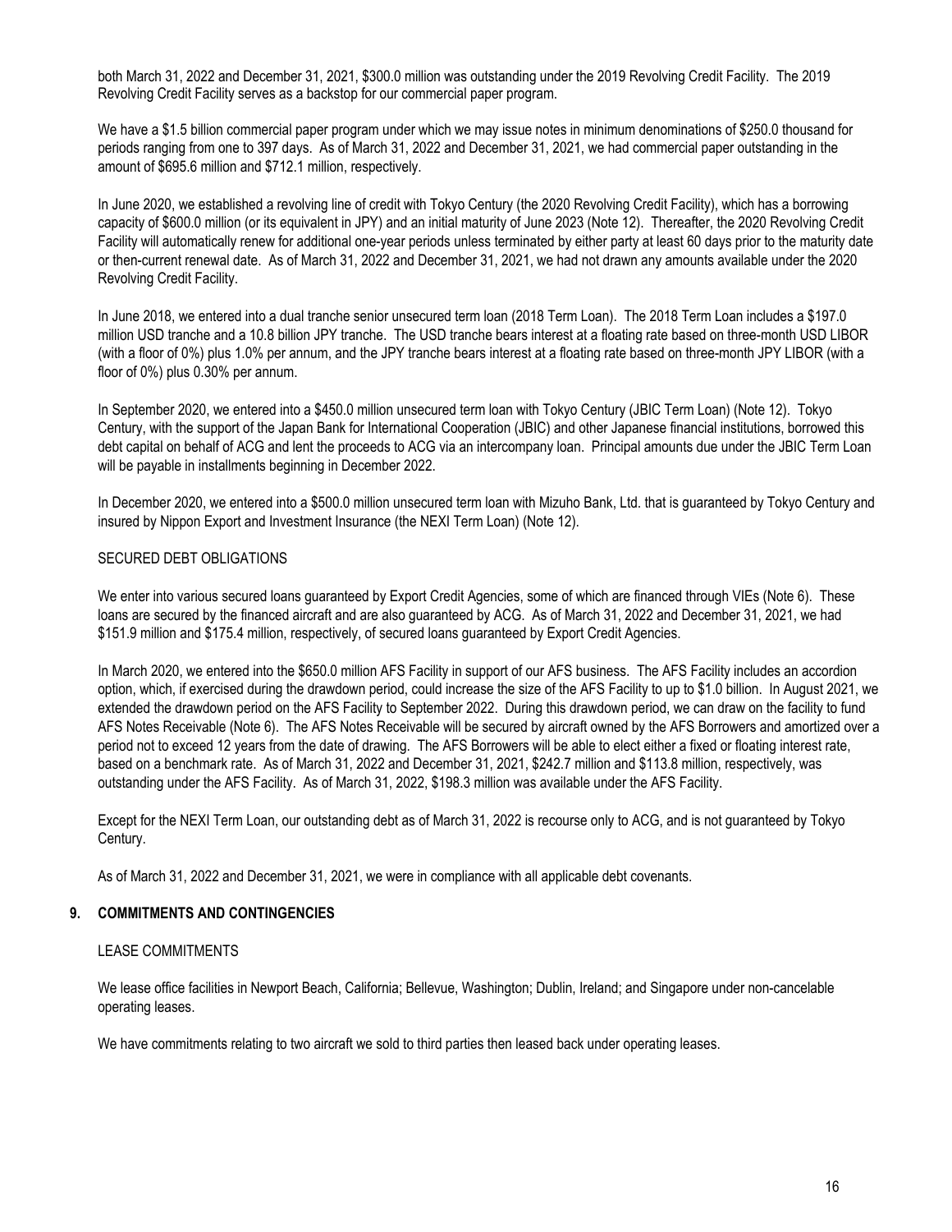both March 31, 2022 and December 31, 2021, $300.0 million was outstanding under the 2019 Revolving Credit Facility. The 2019 Revolving Credit Facility serves as a backstop for our commercial paper program.

We have a $1.5 billion commercial paper program under which we may issue notes in minimum denominations of $250.0 thousand for periods ranging from one to 397 days. As of March 31, 2022 and December 31, 2021, we had commercial paper outstanding in the amount of $695.6 million and $712.1 million, respectively.

In June 2020, we established a revolving line of credit with Tokyo Century (the 2020 Revolving Credit Facility), which has a borrowing capacity of $600.0 million (or its equivalent in JPY) and an initial maturity of June 2023 (Note 12). Thereafter, the 2020 Revolving Credit Facility will automatically renew for additional one-year periods unless terminated by either party at least 60 days prior to the maturity date or then-current renewal date. As of March 31, 2022 and December 31, 2021, we had not drawn any amounts available under the 2020 Revolving Credit Facility.

In June 2018, we entered into a dual tranche senior unsecured term loan (2018 Term Loan). The 2018 Term Loan includes a $197.0 million USD tranche and a 10.8 billion JPY tranche. The USD tranche bears interest at a floating rate based on three-month USD LIBOR (with a floor of 0%) plus 1.0% per annum, and the JPY tranche bears interest at a floating rate based on three-month JPY LIBOR (with a floor of 0%) plus 0.30% per annum.

In September 2020, we entered into a $450.0 million unsecured term loan with Tokyo Century (JBIC Term Loan) (Note 12). Tokyo Century, with the support of the Japan Bank for International Cooperation (JBIC) and other Japanese financial institutions, borrowed this debt capital on behalf of ACG and lent the proceeds to ACG via an intercompany loan. Principal amounts due under the JBIC Term Loan will be payable in installments beginning in December 2022.

In December 2020, we entered into a $500.0 million unsecured term loan with Mizuho Bank, Ltd. that is guaranteed by Tokyo Century and insured by Nippon Export and Investment Insurance (the NEXI Term Loan) (Note 12).

SECURED DEBT OBLIGATIONS

We enter into various secured loans guaranteed by Export Credit Agencies, some of which are financed through VIEs (Note 6). These loans are secured by the financed aircraft and are also guaranteed by ACG. As of March 31, 2022 and December 31, 2021, we had $151.9 million and $175.4 million, respectively, of secured loans guaranteed by Export Credit Agencies.

In March 2020, we entered into the $650.0 million AFS Facility in support of our AFS business. The AFS Facility includes an accordion option, which, if exercised during the drawdown period, could increase the size of the AFS Facility to up to $1.0 billion. In August 2021, we extended the drawdown period on the AFS Facility to September 2022. During this drawdown period, we can draw on the facility to fund AFS Notes Receivable (Note 6). The AFS Notes Receivable will be secured by aircraft owned by the AFS Borrowers and amortized over a period not to exceed 12 years from the date of drawing. The AFS Borrowers will be able to elect either a fixed or floating interest rate, based on a benchmark rate. As of March 31, 2022 and December 31, 2021, $242.7 million and $113.8 million, respectively, was outstanding under the AFS Facility. As of March 31, 2022, $198.3 million was available under the AFS Facility.

Except for the NEXI Term Loan, our outstanding debt as of March 31, 2022 is recourse only to ACG, and is not guaranteed by Tokyo Century.

As of March 31, 2022 and December 31, 2021, we were in compliance with all applicable debt covenants.

## 9. COMMITMENTS AND CONTINGENCIES

LEASE COMMITMENTS

We lease office facilities in Newport Beach, California; Bellevue, Washington; Dublin, Ireland; and Singapore under non-cancelable operating leases.

We have commitments relating to two aircraft we sold to third parties then leased back under operating leases.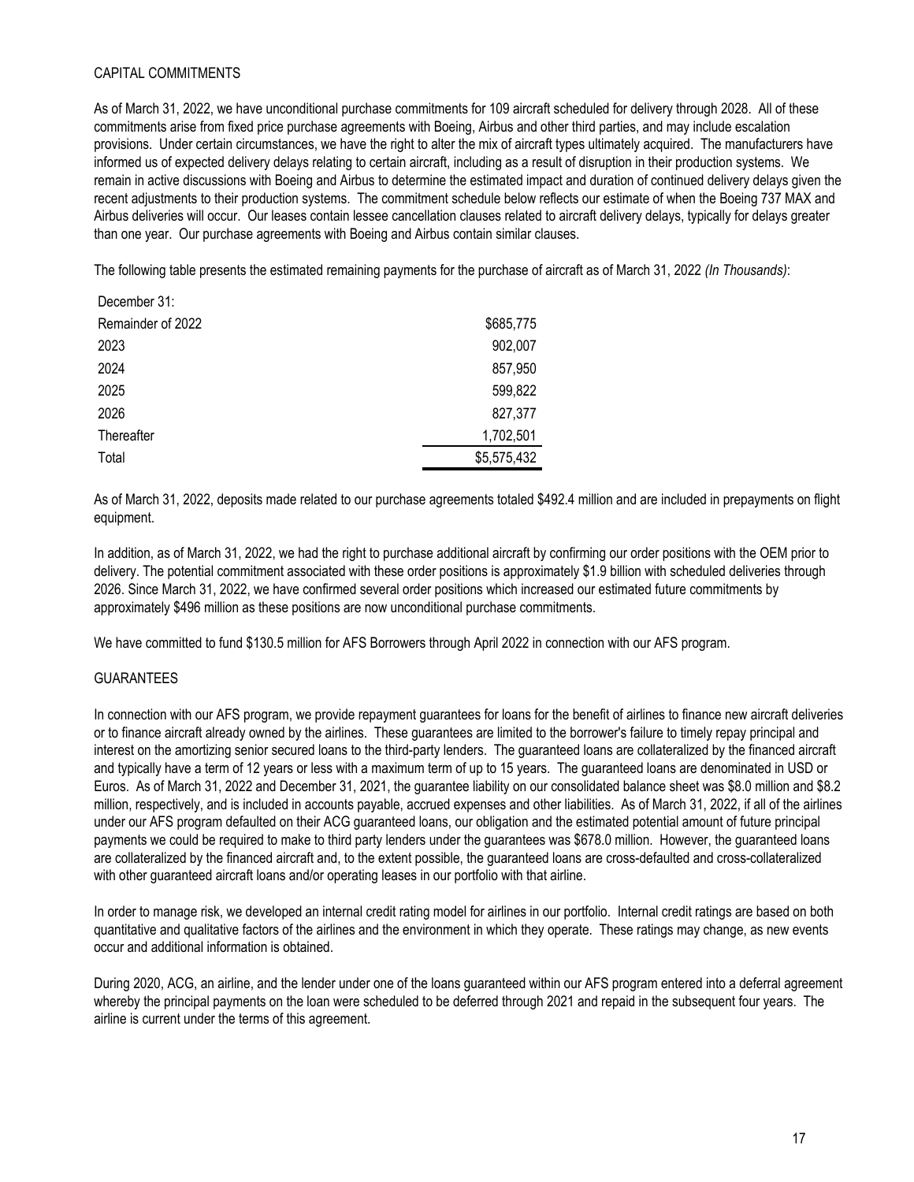## CAPITAL COMMITMENTS

As of March 31, 2022, we have unconditional purchase commitments for 109 aircraft scheduled for delivery through 2028. All of these commitments arise from fixed price purchase agreements with Boeing, Airbus and other third parties, and may include escalation provisions. Under certain circumstances, we have the right to alter the mix of aircraft types ultimately acquired. The manufacturers have informed us of expected delivery delays relating to certain aircraft, including as a result of disruption in their production systems. We remain in active discussions with Boeing and Airbus to determine the estimated impact and duration of continued delivery delays given the recent adjustments to their production systems. The commitment schedule below reflects our estimate of when the Boeing 737 MAX and Airbus deliveries will occur. Our leases contain lessee cancellation clauses related to aircraft delivery delays, typically for delays greater than one year. Our purchase agreements with Boeing and Airbus contain similar clauses.

The following table presents the estimated remaining payments for the purchase of aircraft as of March 31, 2022 *(In Thousands)*:

| December 31: | |
|---|---|
| Remainder of 2022 | $685,775 |
| 2023 | 902,007 |
| 2024 | 857,950 |
| 2025 | 599,822 |
| 2026 | 827,377 |
| Thereafter | 1,702,501 |
| Total | $5,575,432 |

As of March 31, 2022, deposits made related to our purchase agreements totaled $492.4 million and are included in prepayments on flight equipment.

In addition, as of March 31, 2022, we had the right to purchase additional aircraft by confirming our order positions with the OEM prior to delivery. The potential commitment associated with these order positions is approximately $1.9 billion with scheduled deliveries through 2026. Since March 31, 2022, we have confirmed several order positions which increased our estimated future commitments by approximately $496 million as these positions are now unconditional purchase commitments.

We have committed to fund $130.5 million for AFS Borrowers through April 2022 in connection with our AFS program.

## GUARANTEES

In connection with our AFS program, we provide repayment guarantees for loans for the benefit of airlines to finance new aircraft deliveries or to finance aircraft already owned by the airlines. These guarantees are limited to the borrower's failure to timely repay principal and interest on the amortizing senior secured loans to the third-party lenders. The guaranteed loans are collateralized by the financed aircraft and typically have a term of 12 years or less with a maximum term of up to 15 years. The guaranteed loans are denominated in USD or Euros. As of March 31, 2022 and December 31, 2021, the guarantee liability on our consolidated balance sheet was $8.0 million and $8.2 million, respectively, and is included in accounts payable, accrued expenses and other liabilities. As of March 31, 2022, if all of the airlines under our AFS program defaulted on their ACG guaranteed loans, our obligation and the estimated potential amount of future principal payments we could be required to make to third party lenders under the guarantees was $678.0 million. However, the guaranteed loans are collateralized by the financed aircraft and, to the extent possible, the guaranteed loans are cross-defaulted and cross-collateralized with other guaranteed aircraft loans and/or operating leases in our portfolio with that airline.

In order to manage risk, we developed an internal credit rating model for airlines in our portfolio. Internal credit ratings are based on both quantitative and qualitative factors of the airlines and the environment in which they operate. These ratings may change, as new events occur and additional information is obtained.

During 2020, ACG, an airline, and the lender under one of the loans guaranteed within our AFS program entered into a deferral agreement whereby the principal payments on the loan were scheduled to be deferred through 2021 and repaid in the subsequent four years. The airline is current under the terms of this agreement.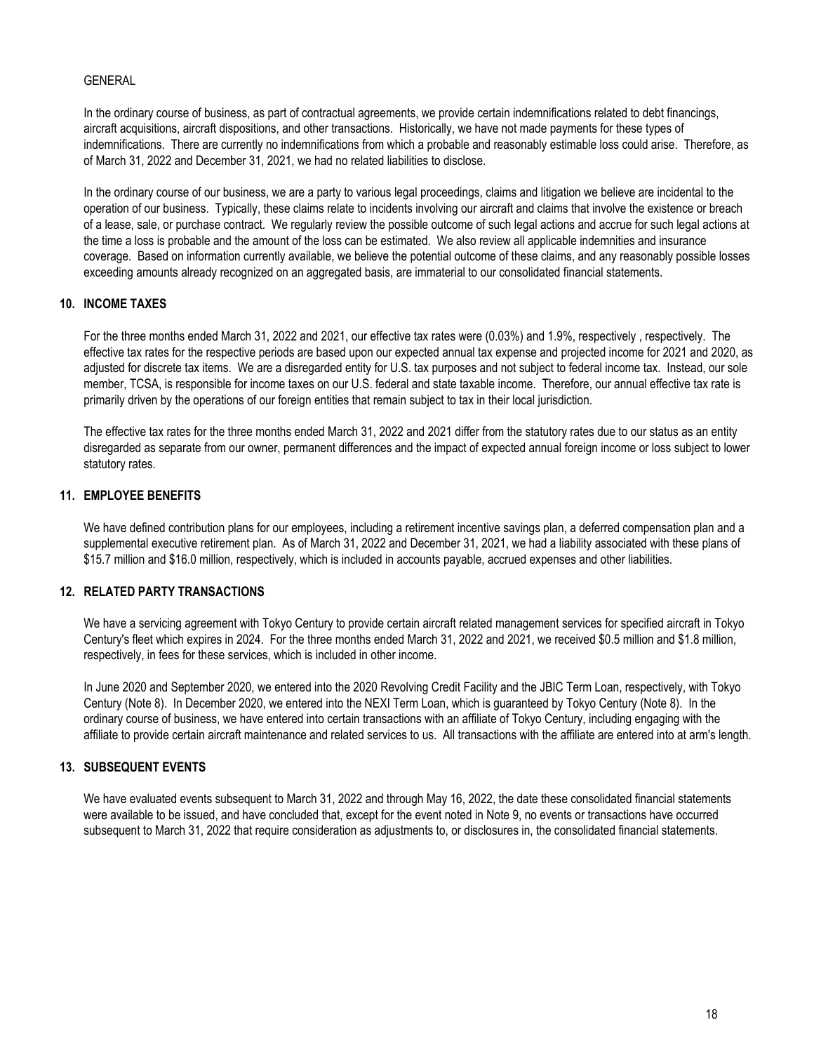GENERAL

In the ordinary course of business, as part of contractual agreements, we provide certain indemnifications related to debt financings, aircraft acquisitions, aircraft dispositions, and other transactions. Historically, we have not made payments for these types of indemnifications. There are currently no indemnifications from which a probable and reasonably estimable loss could arise. Therefore, as of March 31, 2022 and December 31, 2021, we had no related liabilities to disclose.

In the ordinary course of our business, we are a party to various legal proceedings, claims and litigation we believe are incidental to the operation of our business. Typically, these claims relate to incidents involving our aircraft and claims that involve the existence or breach of a lease, sale, or purchase contract. We regularly review the possible outcome of such legal actions and accrue for such legal actions at the time a loss is probable and the amount of the loss can be estimated. We also review all applicable indemnities and insurance coverage. Based on information currently available, we believe the potential outcome of these claims, and any reasonably possible losses exceeding amounts already recognized on an aggregated basis, are immaterial to our consolidated financial statements.

## 10. INCOME TAXES

For the three months ended March 31, 2022 and 2021, our effective tax rates were (0.03%) and 1.9%, respectively , respectively. The effective tax rates for the respective periods are based upon our expected annual tax expense and projected income for 2021 and 2020, as adjusted for discrete tax items. We are a disregarded entity for U.S. tax purposes and not subject to federal income tax. Instead, our sole member, TCSA, is responsible for income taxes on our U.S. federal and state taxable income. Therefore, our annual effective tax rate is primarily driven by the operations of our foreign entities that remain subject to tax in their local jurisdiction.

The effective tax rates for the three months ended March 31, 2022 and 2021 differ from the statutory rates due to our status as an entity disregarded as separate from our owner, permanent differences and the impact of expected annual foreign income or loss subject to lower statutory rates.

## 11. EMPLOYEE BENEFITS

We have defined contribution plans for our employees, including a retirement incentive savings plan, a deferred compensation plan and a supplemental executive retirement plan. As of March 31, 2022 and December 31, 2021, we had a liability associated with these plans of $15.7 million and $16.0 million, respectively, which is included in accounts payable, accrued expenses and other liabilities.

## 12. RELATED PARTY TRANSACTIONS

We have a servicing agreement with Tokyo Century to provide certain aircraft related management services for specified aircraft in Tokyo Century's fleet which expires in 2024. For the three months ended March 31, 2022 and 2021, we received $0.5 million and $1.8 million, respectively, in fees for these services, which is included in other income.

In June 2020 and September 2020, we entered into the 2020 Revolving Credit Facility and the JBIC Term Loan, respectively, with Tokyo Century (Note 8). In December 2020, we entered into the NEXI Term Loan, which is guaranteed by Tokyo Century (Note 8). In the ordinary course of business, we have entered into certain transactions with an affiliate of Tokyo Century, including engaging with the affiliate to provide certain aircraft maintenance and related services to us. All transactions with the affiliate are entered into at arm's length.

## 13. SUBSEQUENT EVENTS

We have evaluated events subsequent to March 31, 2022 and through May 16, 2022, the date these consolidated financial statements were available to be issued, and have concluded that, except for the event noted in Note 9, no events or transactions have occurred subsequent to March 31, 2022 that require consideration as adjustments to, or disclosures in, the consolidated financial statements.